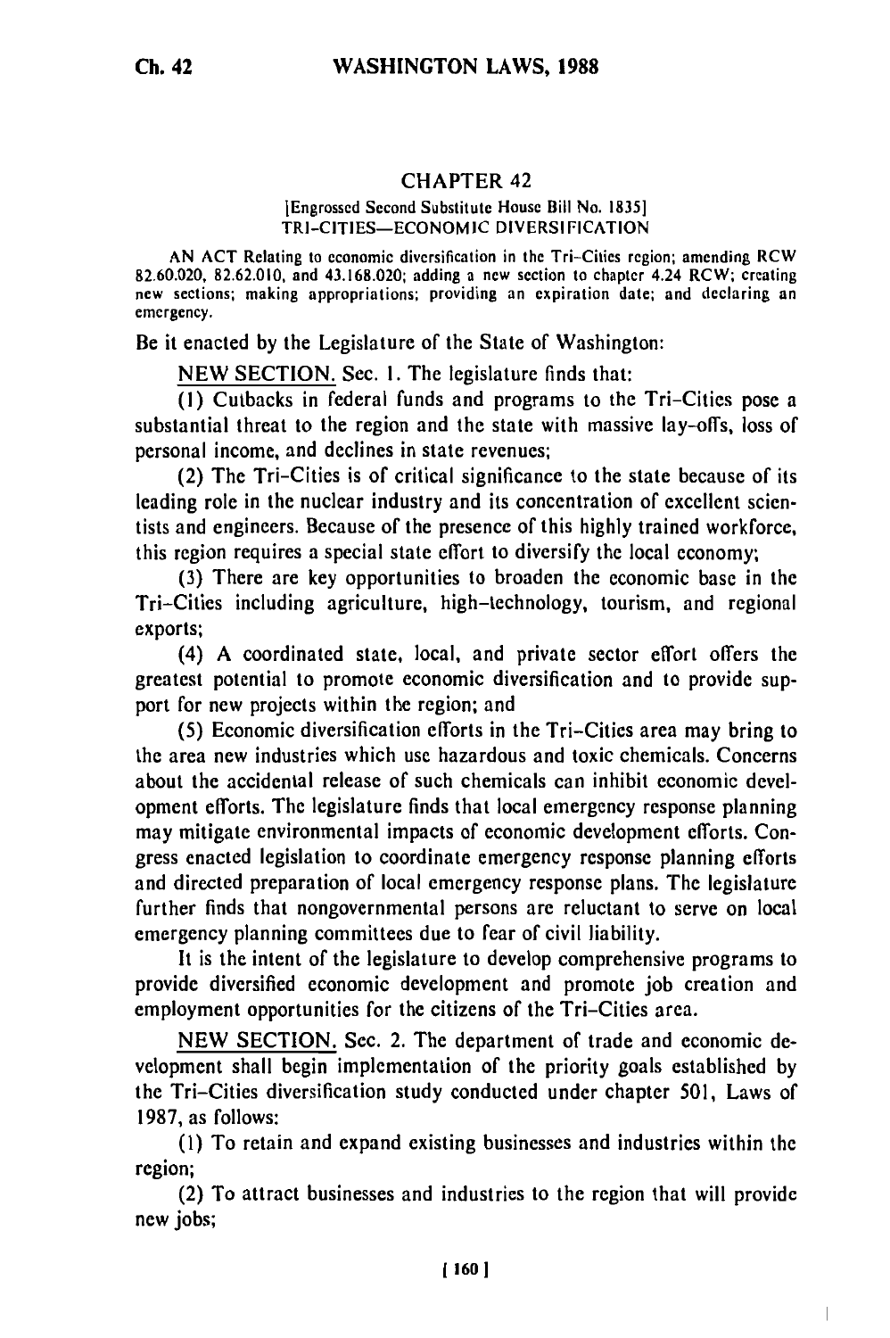# CHAPTER 42

[Engrossed Second Substitute House Bill No. 1835]

TRI-CITIES—ECONOMIC DIVERSIFICATION

AN ACT Relating to economic diversification in the Tri-Cities region; amending RCW 82.60.020, 82.62.010, and 43.168.020; adding a new section to chapter 4.24 RCW; creating new sections; making appropriations; providing an expiration date; and declaring an emergency.

Be it enacted by the Legislature of the State of Washington:

NEW SECTION. Sec. 1. The legislature finds that:

(1) Cutbacks in federal funds and programs to the Tri-Cities pose a substantial threat to the region and the state with massive lay-offs, loss of personal income, and declines in state revenues;

(2) The Tri-Cities is of critical significance to the state because of its leading role in the nuclear industry and its concentration of excellent scientists and engineers. Because of the presence of this highly trained workforce, this region requires a special state effort to diversify the local economy;

(3) There are key opportunities to broaden the economic base in the Tri-Cities including agriculture, high-technology, tourism, and regional exports;

(4) A coordinated state, local, and private sector effort offers the greatest potential to promote economic diversification and to provide support for new projects within the region; and

(5) Economic diversification efforts in the Tri-Cities area may bring to the area new industries which use hazardous and toxic chemicals. Concerns about the accidental release of such chemicals can inhibit economic development efforts. The legislature finds that local emergency response planning may mitigate environmental impacts of economic development efforts. Congress enacted legislation to coordinate emergency response planning efforts and directed preparation of local emergency response plans. The legislature further finds that nongovernmental persons are reluctant to serve on local emergency planning committees due to fear of civil liability.

It is the intent of the legislature to develop comprehensive programs to provide diversified economic development and promote job creation and employment opportunities for the citizens of the Tri-Cities area.

NEW SECTION. Sec. 2. The department of trade and economic development shall begin implementation of the priority goals established by the Tri-Cities diversification study conducted under chapter 501, Laws of 1987, as follows:

(1) To retain and expand existing businesses and industries within the region;

(2) To attract businesses and industries to the region that will provide new jobs;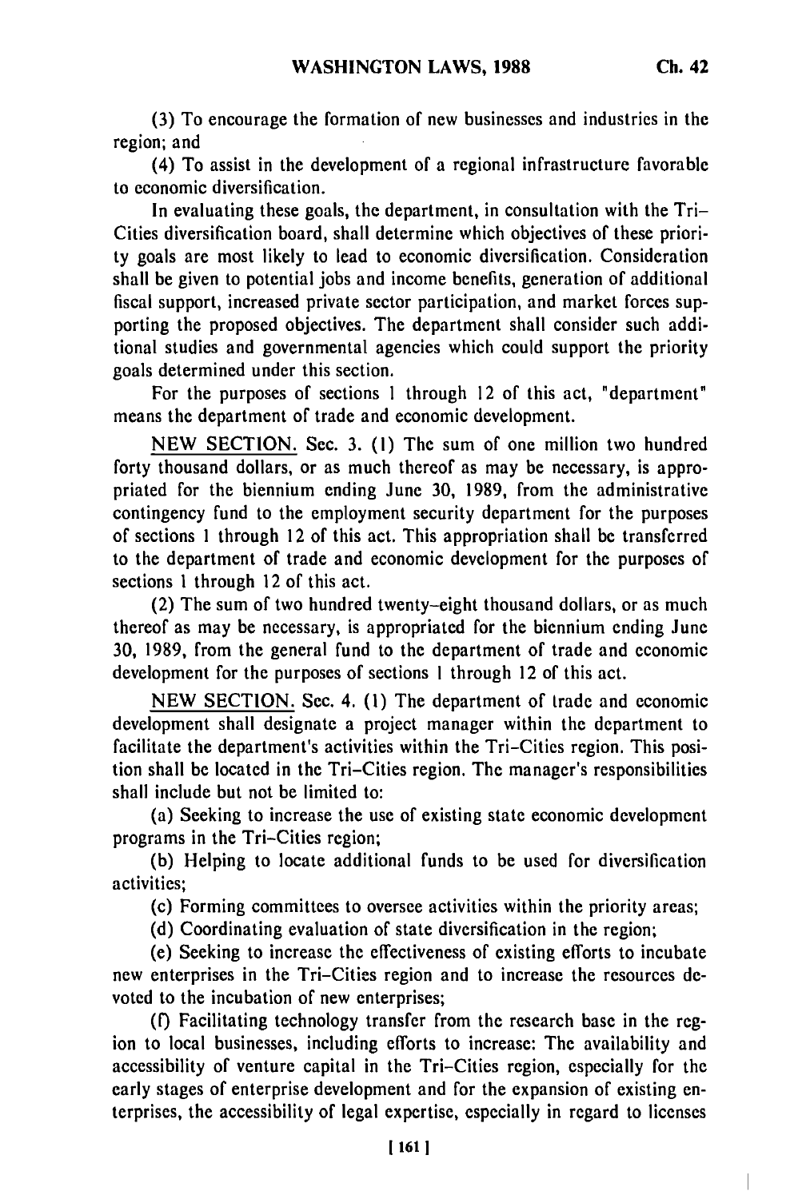(3) To encourage the formation of new businesses and industries in the region; and

(4) To assist in the development of a regional infrastructure favorable to economic diversification.

In evaluating these goals, the department, in consultation with the Tri-Cities diversification board, shall determine which objectives of these priority goals are most likely to lead to economic diversification. Consideration shall be given to potential jobs and income benefits, generation of additional fiscal support, increased private sector participation, and market forces supporting the proposed objectives. The department shall consider such additional studies and governmental agencies which could support the priority goals determined under this section.

For the purposes of sections 1 through 12 of this act, "department" means the department of trade and economic development.

NEW SECTION. Sec. 3. (1) The sum of one million two hundred forty thousand dollars, or as much thereof as may be necessary, is appropriated for the biennium ending June 30, 1989, from the administrative contingency fund to the employment security department for the purposes of sections 1 through 12 of this act. This appropriation shall be transferred to the department of trade and economic development for the purposes of sections 1 through 12 of this act.

(2) The sum of two hundred twenty-eight thousand dollars, or as much thereof as may be necessary, is appropriated for the biennium ending June 30, 1989, from the general fund to the department of trade and economic development for the purposes of sections 1 through 12 of this act.

NEW SECTION. Sec. 4. (1) The department of trade and economic development shall designate a project manager within the department to facilitate the department's activities within the Tri-Cities region. This position shall be located in the Tri-Cities region. The manager's responsibilities shall include but not be limited to:

(a) Seeking to increase the use of existing state economic development programs in the Tri-Cities region;

(b) Helping to locate additional funds to be used for diversification activities;

(c) Forming committees to oversee activities within the priority areas;

(d) Coordinating evaluation of state diversification in the region;

(e) Seeking to increase the effectiveness of existing efforts to incubate new enterprises in the Tri-Cities region and to increase the resources devoted to the incubation of new enterprises;

(f) Facilitating technology transfer from the research base in the region to local businesses, including efforts to increase: The availability and accessibility of venture capital in the Tri-Cities region, especially for the early stages of enterprise development and for the expansion of existing enterprises, the accessibility of legal expertise, especially in regard to licenses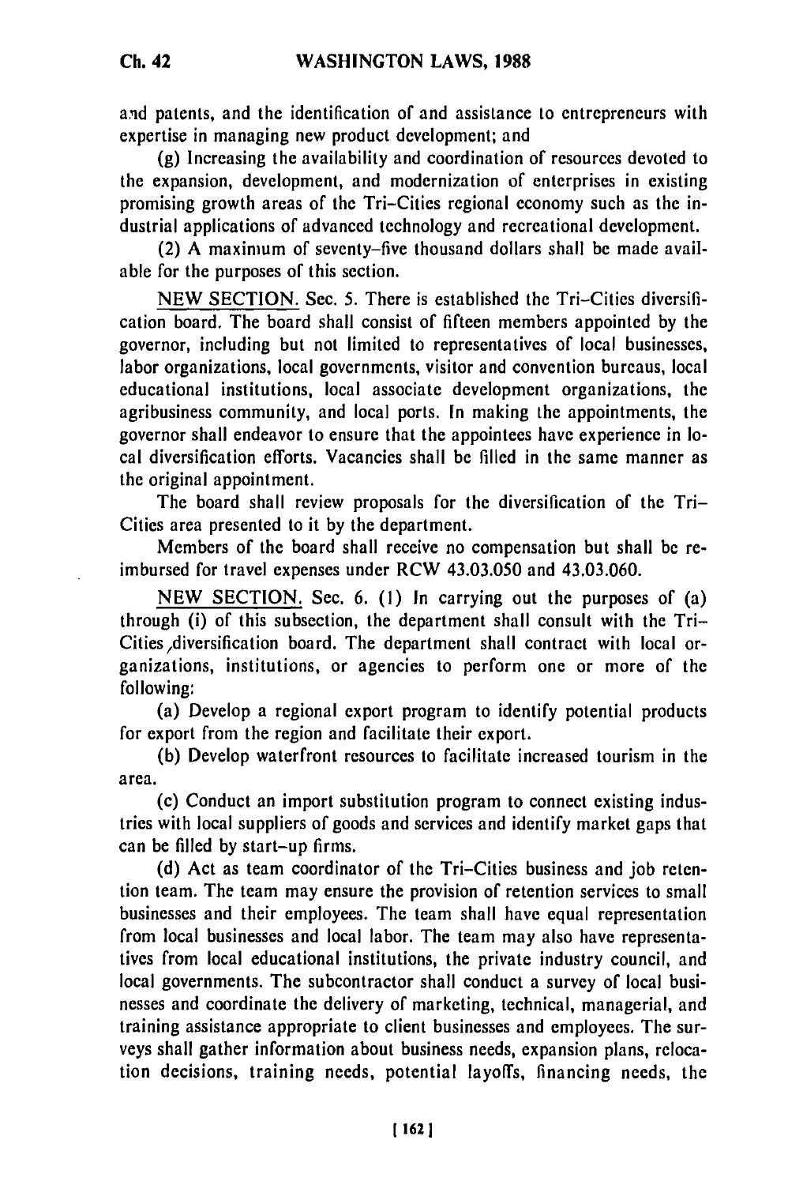and patents, and the identification of and assistance to entrepreneurs with expertise in managing new product development; and

(g) Increasing the availability and coordination of resources devoted to the expansion, development, and modernization of enterprises in existing promising growth areas of the Tri-Cities regional economy such as the industrial applications of advanced technology and recreational development.

(2) A maximum of seventy-five thousand dollars shall be made available for the purposes of this section.

NEW SECTION. Sec. 5. There is established the Tri-Cities diversification board. The board shall consist of fifteen members appointed by the governor, including but not limited to representatives of local businesses, labor organizations, local governments, visitor and convention bureaus, local educational institutions, local associate development organizations, the agribusiness community, and local ports. In making the appointments, the governor shall endeavor to ensure that the appointees have experience in local diversification efforts. Vacancies shall be filled in the same manner as the original appointment.

The board shall review proposals for the diversification of the Tri-Cities area presented to it by the department.

Members of the board shall receive no compensation but shall be reimbursed for travel expenses under RCW 43.03.050 and 43.03.060.

NEW SECTION. Sec. 6. (1) In carrying out the purposes of (a) through (i) of this subsection, the department shall consult with the Tri-Cities diversification board. The department shall contract with local organizations, institutions, or agencies to perform one or more of the following:

(a) Develop a regional export program to identify potential products for export from the region and facilitate their export.

(b) Develop waterfront resources to facilitate increased tourism in the area.

(c) Conduct an import substitution program to connect existing industries with local suppliers of goods and services and identify market gaps that can be filled by start-up firms.

(d) Act as team coordinator of the Tri-Cities business and job retention team. The team may ensure the provision of retention services to small businesses and their employees. The team shall have equal representation from local businesses and local labor. The team may also have representatives from local educational institutions, the private industry council, and local governments. The subcontractor shall conduct a survey of local businesses and coordinate the delivery of marketing, technical, managerial, and training assistance appropriate to client businesses and employees. The surveys shall gather information about business needs, expansion plans, relocation decisions, training needs, potential layoffs, financing needs, the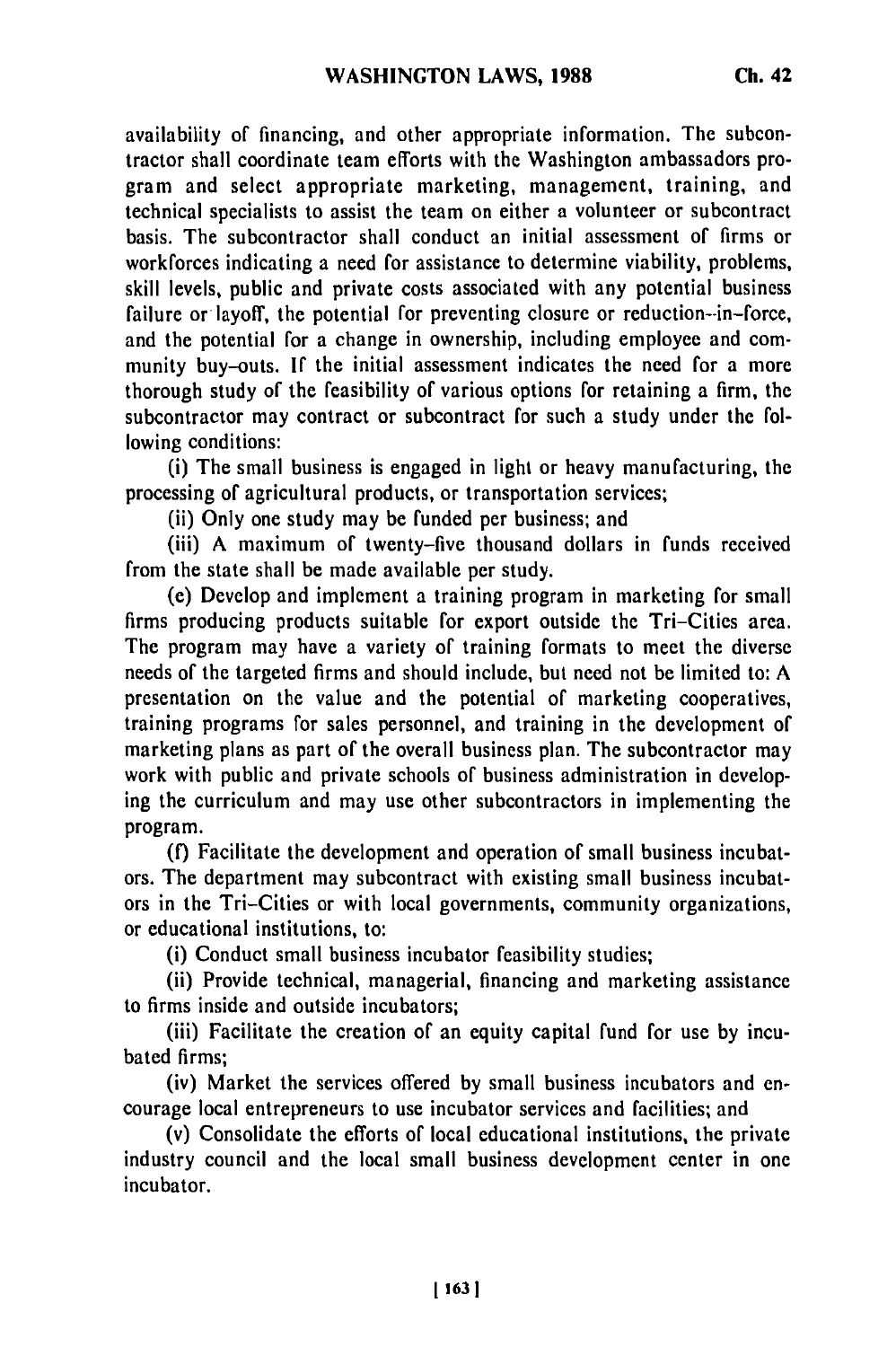availability of financing, and other appropriate information. The subcontractor shall coordinate team efforts with the Washington ambassadors program and select appropriate marketing, management, training, and technical specialists to assist the team on either a volunteer or subcontract basis. The subcontractor shall conduct an initial assessment of firms or workforces indicating a need for assistance to determine viability, problems, skill levels, public and private costs associated with any potential business failure or layoff, the potential for preventing closure or reduction-in-force, and the potential for a change in ownership, including employee and community buy-outs. If the initial assessment indicates the need for a more thorough study of the feasibility of various options for retaining a firm, the subcontractor may contract or subcontract for such a study under the following conditions:

(i) The small business is engaged in light or heavy manufacturing, the processing of agricultural products, or transportation services;

(ii) Only one study may be funded per business; and

(iii) A maximum of twenty-five thousand dollars in funds received from the state shall be made available per study.

(e) Develop and implement a training program in marketing for small firms producing products suitable for export outside the Tri-Cities area. The program may have a variety of training formats to meet the diverse needs of the targeted firms and should include, but need not be limited to: A presentation on the value and the potential of marketing cooperatives, training programs for sales personnel, and training in the development of marketing plans as part of the overall business plan. The subcontractor may work with public and private schools of business administration in developing the curriculum and may use other subcontractors in implementing the program.

(f) Facilitate the development and operation of small business incubators. The department may subcontract with existing small business incubators in the Tri-Cities or with local governments, community organizations, or educational institutions, to:

(i) Conduct small business incubator feasibility studies;

(ii) Provide technical, managerial, financing and marketing assistance to firms inside and outside incubators;

(iii) Facilitate the creation of an equity capital fund for use by incubated firms;

(iv) Market the services offered by small business incubators and encourage local entrepreneurs to use incubator services and facilities; and

(v) Consolidate the efforts of local educational institutions, the private industry council and the local small business development center in one incubator.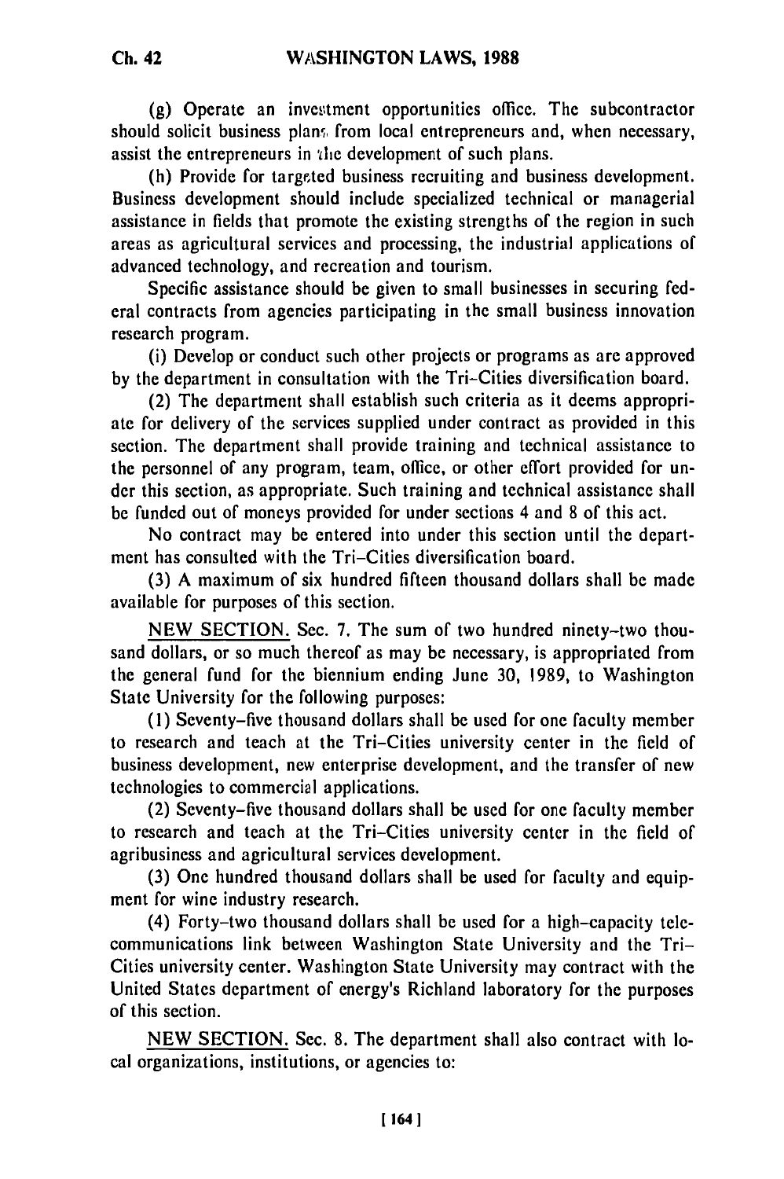(g) Operate an investment opportunities office. The subcontractor should solicit business plans from local entrepreneurs and, when necessary, assist the entrepreneurs in the development of such plans.

(h) Provide for targeted business recruiting and business development. Business development should include specialized technical or managerial assistance in fields that promote the existing strengths of the region in such areas as agricultural services and processing, the industrial applications of advanced technology, and recreation and tourism.

Specific assistance should be given to small businesses in securing federal contracts from agencies participating in the small business innovation research program.

(i) Develop or conduct such other projects or programs as are approved by the department in consultation with the Tri-Cities diversification board.

(2) The department shall establish such criteria as it deems appropriate for delivery of the services supplied under contract as provided in this section. The department shall provide training and technical assistance to the personnel of any program, team, office, or other effort provided for under this section, as appropriate. Such training and technical assistance shall be funded out of moneys provided for under sections 4 and 8 of this act.

No contract may be entered into under this section until the department has consulted with the Tri-Cities diversification board.

(3) A maximum of six hundred fifteen thousand dollars shall be made available for purposes of this section.

NEW SECTION. Sec. 7. The sum of two hundred ninety-two thousand dollars, or so much thereof as may be necessary, is appropriated from the general fund for the biennium ending June 30, 1989, to Washington State University for the following purposes:

(1) Seventy-five thousand dollars shall be used for one faculty member to research and teach at the Tri-Cities university center in the field of business development, new enterprise development, and the transfer of new technologies to commercial applications.

(2) Seventy-five thousand dollars shall be used for one faculty member to research and teach at the Tri-Cities university center in the field of agribusiness and agricultural services development.

(3) One hundred thousand dollars shall be used for faculty and equipment for wine industry research.

(4) Forty-two thousand dollars shall be used for a high-capacity telecommunications link between Washington State University and the Tri-Cities university center. Washington State University may contract with the United States department of energy's Richland laboratory for the purposes of this section.

NEW SECTION. Sec. 8. The department shall also contract with local organizations, institutions, or agencies to: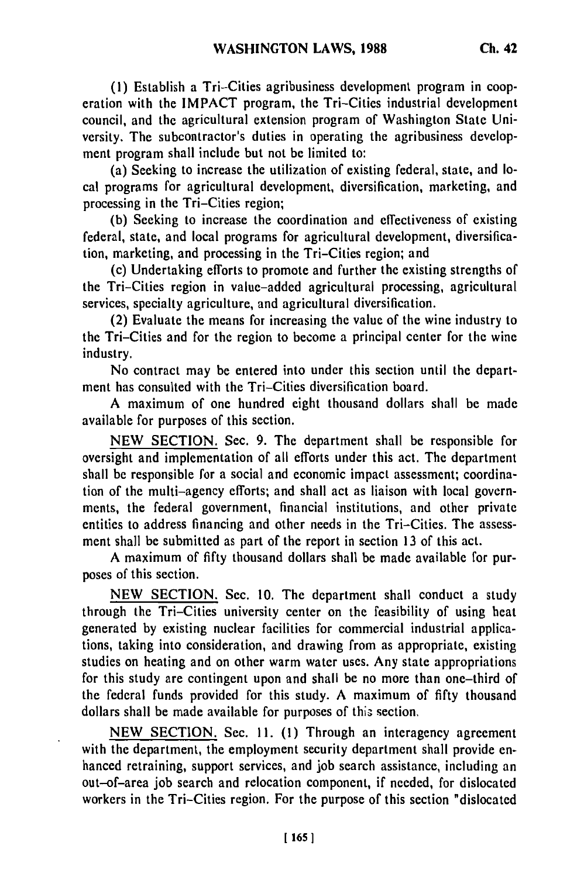(1) Establish a Tri-Cities agribusiness development program in cooperation with the IMPACT program, the Tri-Cities industrial development council, and the agricultural extension program of Washington State University. The subcontractor's duties in operating the agribusiness development program shall include but not be limited to:

(a) Seeking to increase the utilization of existing federal, state, and local programs for agricultural development, diversification, marketing, and processing in the Tri-Cities region;

(b) Seeking to increase the coordination and effectiveness of existing federal, state, and local programs for agricultural development, diversification, marketing, and processing in the Tri-Cities region; and

(c) Undertaking efforts to promote and further the existing strengths of the Tri-Cities region in value-added agricultural processing, agricultural services, specialty agriculture, and agricultural diversification.

(2) Evaluate the means for increasing the value of the wine industry to the Tri-Cities and for the region to become a principal center for the wine industry.

No contract may be entered into under this section until the department has consulted with the Tri-Cities diversification board.

A maximum of one hundred eight thousand dollars shall be made available for purposes of this section.

NEW SECTION. Sec. 9. The department shall be responsible for oversight and implementation of all efforts under this act. The department shall be responsible for a social and economic impact assessment; coordination of the multi-agency efforts; and shall act as liaison with local governments, the federal government, financial institutions, and other private entities to address financing and other needs in the Tri-Cities. The assessment shall be submitted as part of the report in section 13 of this act.

A maximum of fifty thousand dollars shall be made available for purposes of this section.

NEW SECTION. Sec. 10. The department shall conduct a study through the Tri-Cities university center on the feasibility of using heat generated by existing nuclear facilities for commercial industrial applications, taking into consideration, and drawing from as appropriate, existing studies on heating and on other warm water uses. Any state appropriations for this study are contingent upon and shall be no more than one-third of the federal funds provided for this study. A maximum of fifty thousand dollars shall be made available for purposes of this section.

NEW SECTION. Sec. 11. (1) Through an interagency agreement with the department, the employment security department shall provide enhanced retraining, support services, and job search assistance, including an out-of-area job search and relocation component, if needed, for dislocated workers in the Tri-Cities region. For the purpose of this section "dislocated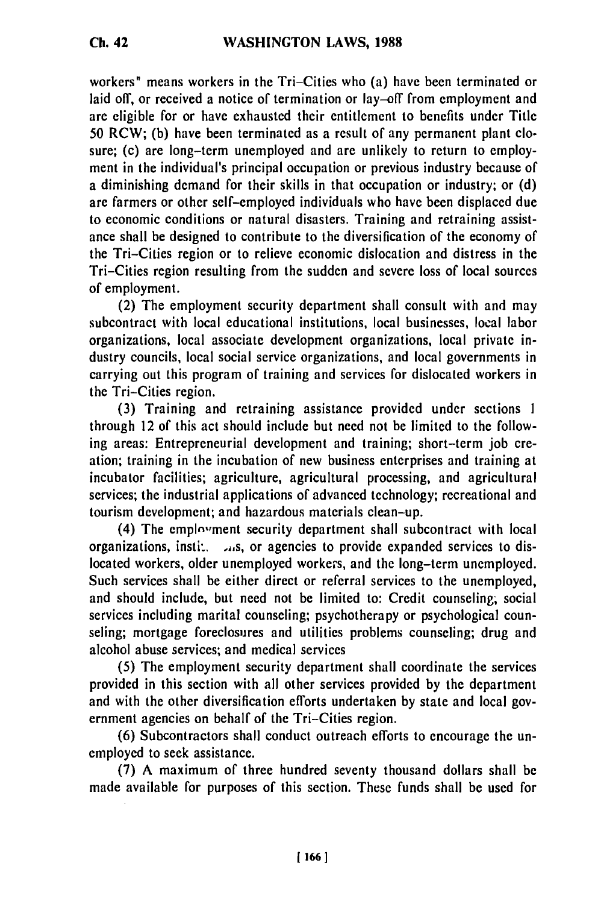workers" means workers in the Tri-Cities who (a) have been terminated or laid off, or received a notice of termination or lay-off from employment and are eligible for or have exhausted their entitlement to benefits under Title 50 RCW; (b) have been terminated as a result of any permanent plant closure; (c) are long-term unemployed and are unlikely to return to employment in the individual's principal occupation or previous industry because of a diminishing demand for their skills in that occupation or industry; or (d) are farmers or other self-employed individuals who have been displaced due to economic conditions or natural disasters. Training and retraining assistance shall be designed to contribute to the diversification of the economy of the Tri-Cities region or to relieve economic dislocation and distress in the Tri-Cities region resulting from the sudden and severe loss of local sources of employment.

(2) The employment security department shall consult with and may subcontract with local educational institutions, local businesses, local labor organizations, local associate development organizations, local private industry councils, local social service organizations, and local governments in carrying out this program of training and services for dislocated workers in the Tri-Cities region.

(3) Training and retraining assistance provided under sections 1 through 12 of this act should include but need not be limited to the following areas: Entrepreneurial development and training; short-term job creation; training in the incubation of new business enterprises and training at incubator facilities; agriculture, agricultural processing, and agricultural services; the industrial applications of advanced technology; recreational and tourism development; and hazardous materials clean-up.

(4) The employment security department shall subcontract with local organizations, institutions, or agencies to provide expanded services to dislocated workers, older unemployed workers, and the long-term unemployed. Such services shall be either direct or referral services to the unemployed, and should include, but need not be limited to: Credit counseling; social services including marital counseling; psychotherapy or psychological counseling; mortgage foreclosures and utilities problems counseling; drug and alcohol abuse services; and medical services

(5) The employment security department shall coordinate the services provided in this section with all other services provided by the department and with the other diversification efforts undertaken by state and local government agencies on behalf of the Tri-Cities region.

(6) Subcontractors shall conduct outreach efforts to encourage the unemployed to seek assistance.

(7) A maximum of three hundred seventy thousand dollars shall be made available for purposes of this section. These funds shall be used for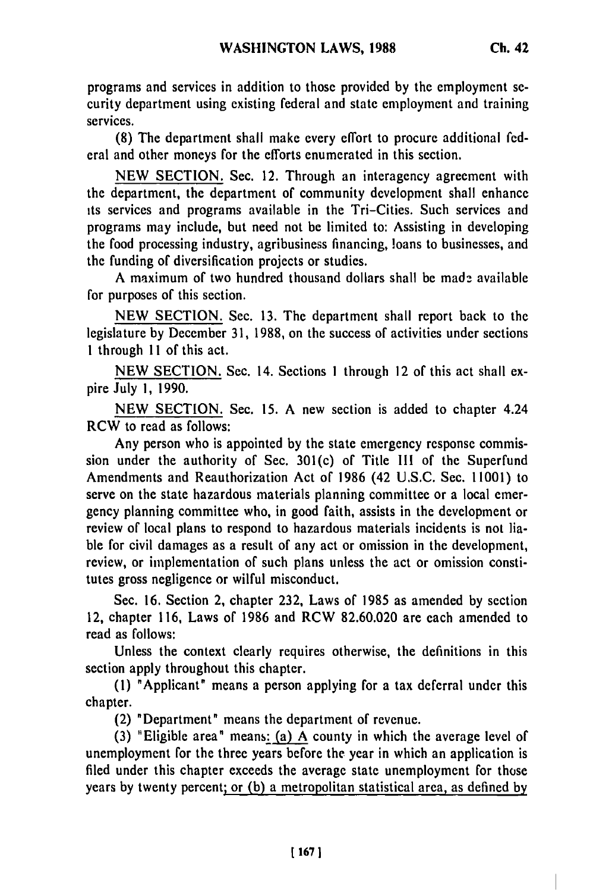programs and services in addition to those provided by the employment security department using existing federal and state employment and training services.

(8) The department shall make every effort to procure additional federal and other moneys for the efforts enumerated in this section.

NEW SECTION. Sec. 12. Through an interagency agreement with the department, the department of community development shall enhance its services and programs available in the Tri-Cities. Such services and programs may include, but need not be limited to: Assisting in developing the food processing industry, agribusiness financing, loans to businesses, and the funding of diversification projects or studies.

A maximum of two hundred thousand dollars shall be made available for purposes of this section.

NEW SECTION. Sec. 13. The department shall report back to the legislature by December 31, 1988, on the success of activities under sections 1 through 11 of this act.

NEW SECTION. Sec. 14. Sections 1 through 12 of this act shall expire July 1, 1990.

NEW SECTION. Sec. 15. A new section is added to chapter 4.24 RCW to read as follows:

Any person who is appointed by the state emergency response commission under the authority of Sec. 301(c) of Title III of the Superfund Amendments and Reauthorization Act of 1986 (42 U.S.C. Sec. 11001) to serve on the state hazardous materials planning committee or a local emergency planning committee who, in good faith, assists in the development or review of local plans to respond to hazardous materials incidents is not liable for civil damages as a result of any act or omission in the development, review, or implementation of such plans unless the act or omission constitutes gross negligence or wilful misconduct.

Sec. 16. Section 2, chapter 232, Laws of 1985 as amended by section 12, chapter 116, Laws of 1986 and RCW 82.60.020 are each amended to read as follows:

Unless the context clearly requires otherwise, the definitions in this section apply throughout this chapter.

(1) "Applicant" means a person applying for a tax deferral under this chapter.

(2) "Department" means the department of revenue.

(3) "Eligible area" means: (a) A county in which the average level of unemployment for the three years before the year in which an application is filed under this chapter exceeds the average state unemployment for those years by twenty percent; or (b) a metropolitan statistical area, as defined by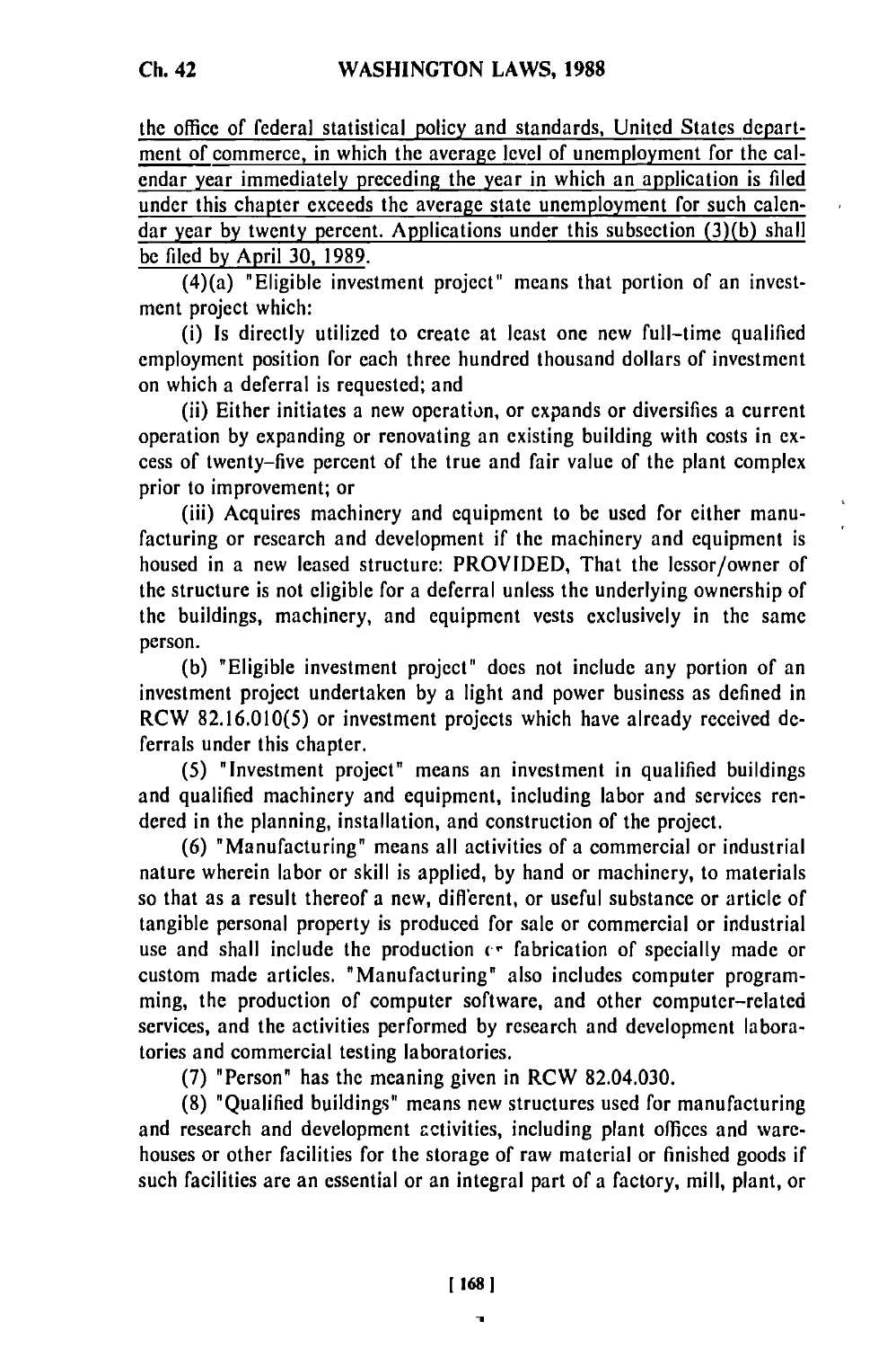the office of federal statistical policy and standards, United States department of commerce, in which the average level of unemployment for the calendar year immediately preceding the year in which an application is filed under this chapter exceeds the average state unemployment for such calendar year by twenty percent. Applications under this subsection (3)(b) shall be filed by April 30, 1989.

(4)(a) "Eligible investment project" means that portion of an investment project which:

(i) Is directly utilized to create at least one new full-time qualified employment position for each three hundred thousand dollars of investment on which a deferral is requested; and

(ii) Either initiates a new operation, or expands or diversifies a current operation by expanding or renovating an existing building with costs in excess of twenty-five percent of the true and fair value of the plant complex prior to improvement; or

(iii) Acquires machinery and equipment to be used for either manufacturing or research and development if the machinery and equipment is housed in a new leased structure: PROVIDED, That the lessor/owner of the structure is not eligible for a deferral unless the underlying ownership of the buildings, machinery, and equipment vests exclusively in the same person.

(b) "Eligible investment project" does not include any portion of an investment project undertaken by a light and power business as defined in RCW 82.16.010(5) or investment projects which have already received deferrals under this chapter.

(5) "Investment project" means an investment in qualified buildings and qualified machinery and equipment, including labor and services rendered in the planning, installation, and construction of the project.

(6) "Manufacturing" means all activities of a commercial or industrial nature wherein labor or skill is applied, by hand or machinery, to materials so that as a result thereof a new, different, or useful substance or article of tangible personal property is produced for sale or commercial or industrial use and shall include the production or fabrication of specially made or custom made articles. "Manufacturing" also includes computer programming, the production of computer software, and other computer-related services, and the activities performed by research and development laboratories and commercial testing laboratories.

(7) "Person" has the meaning given in RCW 82.04.030.

(8) "Qualified buildings" means new structures used for manufacturing and research and development activities, including plant offices and warehouses or other facilities for the storage of raw material or finished goods if such facilities are an essential or an integral part of a factory, mill, plant, or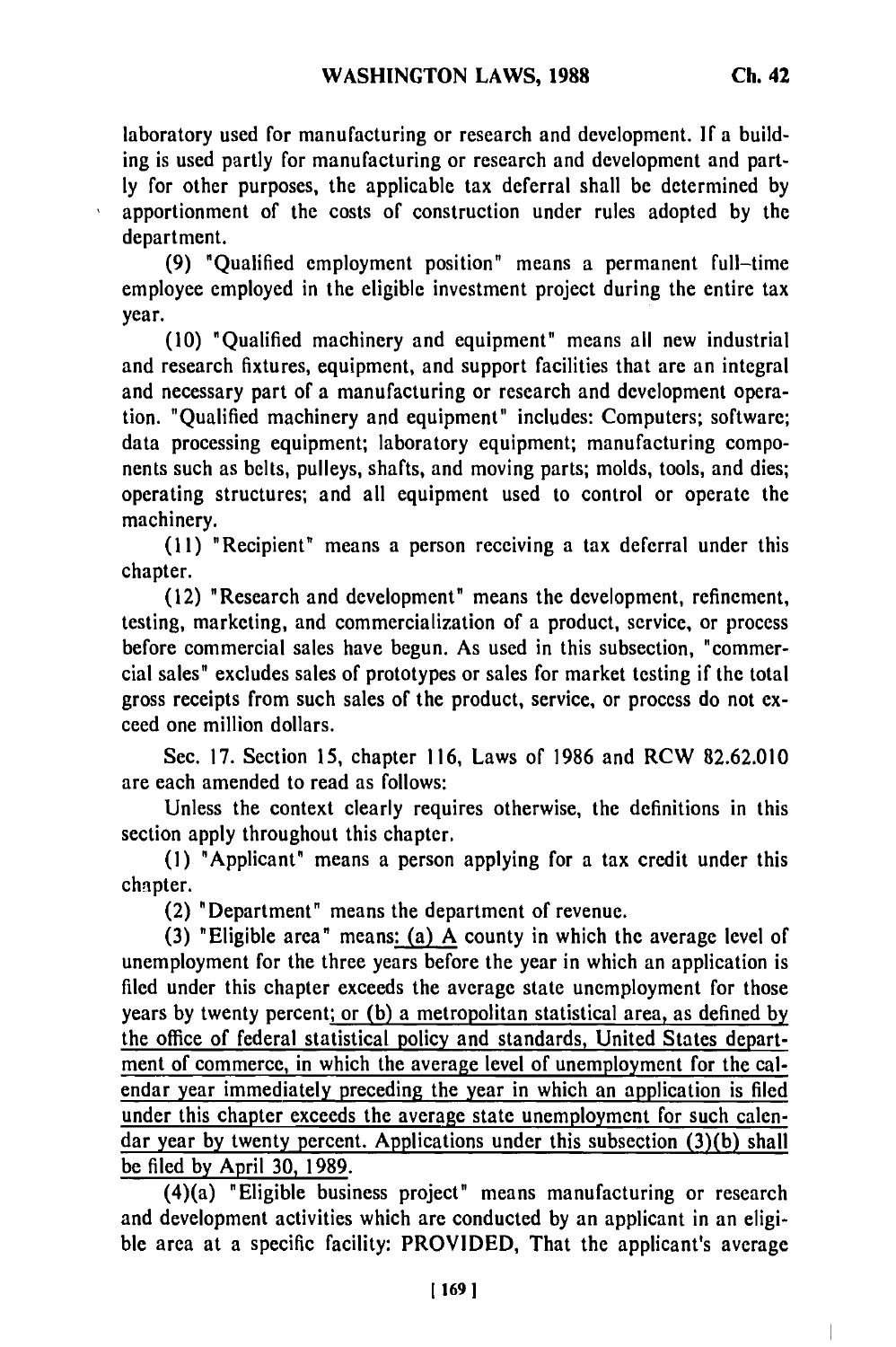laboratory used for manufacturing or research and development. If a building is used partly for manufacturing or research and development and partly for other purposes, the applicable tax deferral shall be determined by apportionment of the costs of construction under rules adopted by the department.

(9) "Qualified employment position" means a permanent full-time employee employed in the eligible investment project during the entire tax year.

(10) "Qualified machinery and equipment" means all new industrial and research fixtures, equipment, and support facilities that are an integral and necessary part of a manufacturing or research and development operation. "Qualified machinery and equipment" includes: Computers; software; data processing equipment; laboratory equipment; manufacturing components such as belts, pulleys, shafts, and moving parts; molds, tools, and dies; operating structures; and all equipment used to control or operate the machinery.

(11) "Recipient" means a person receiving a tax deferral under this chapter.

(12) "Research and development" means the development, refinement, testing, marketing, and commercialization of a product, service, or process before commercial sales have begun. As used in this subsection, "commercial sales" excludes sales of prototypes or sales for market testing if the total gross receipts from such sales of the product, service, or process do not exceed one million dollars.

Sec. 17. Section 15, chapter 116, Laws of 1986 and RCW 82.62.010 are each amended to read as follows:

Unless the context clearly requires otherwise, the definitions in this section apply throughout this chapter.

(1) "Applicant" means a person applying for a tax credit under this chapter.

(2) "Department" means the department of revenue.

(3) "Eligible area" means: <u>(a) A</u> county in which the average level of unemployment for the three years before the year in which an application is filed under this chapter exceeds the average state unemployment for those years by twenty percent<u>; or (b) a metropolitan statistical area, as defined by the office of federal statistical policy and standards, United States department of commerce, in which the average level of unemployment for the calendar year immediately preceding the year in which an application is filed under this chapter exceeds the average state unemployment for such calendar year by twenty percent. Applications under this subsection (3)(b) shall be filed by April 30, 1989</u>.

(4)(a) "Eligible business project" means manufacturing or research and development activities which are conducted by an applicant in an eligible area at a specific facility: PROVIDED, That the applicant's average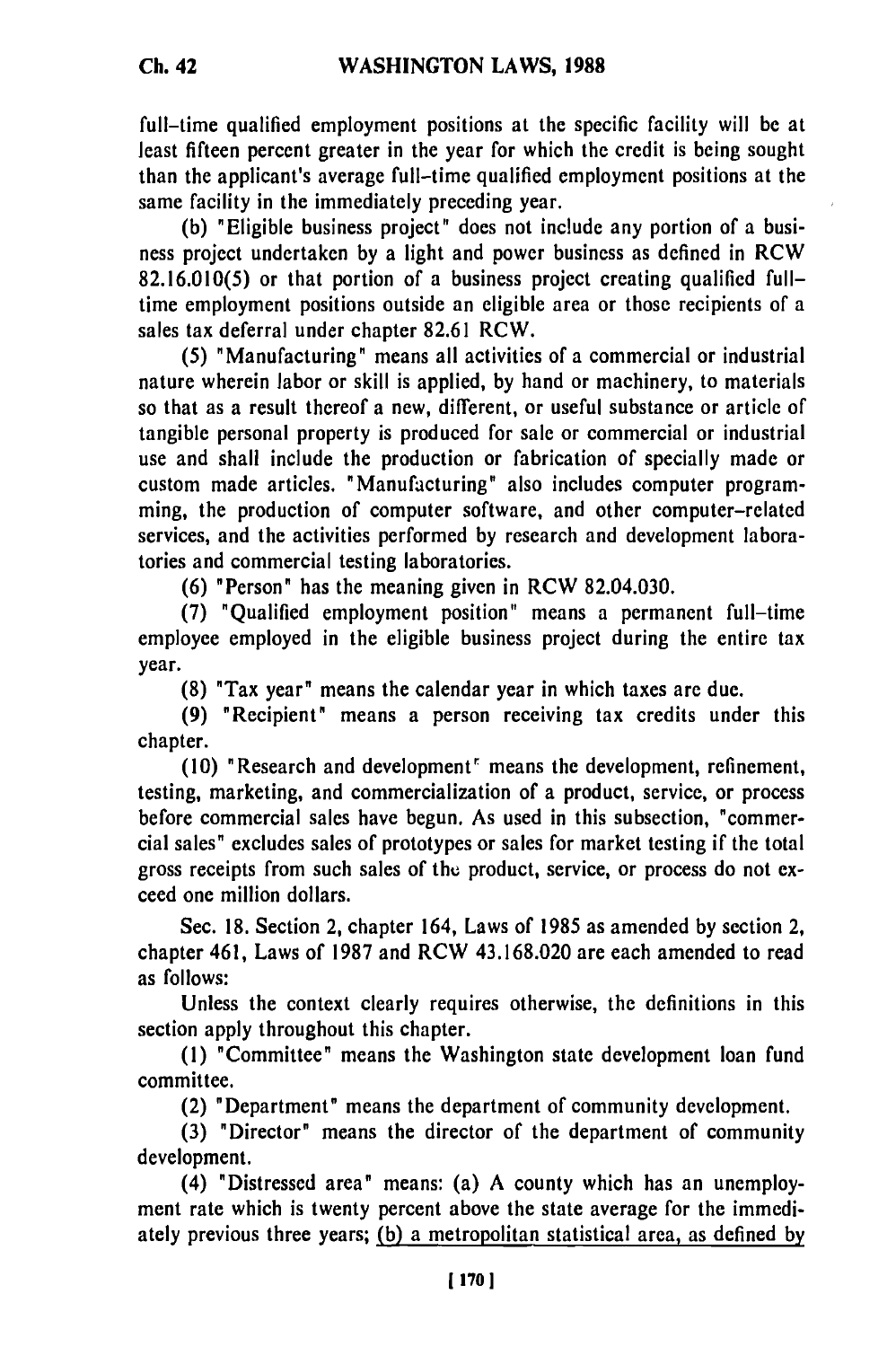full-time qualified employment positions at the specific facility will be at least fifteen percent greater in the year for which the credit is being sought than the applicant's average full-time qualified employment positions at the same facility in the immediately preceding year.

(b) "Eligible business project" does not include any portion of a business project undertaken by a light and power business as defined in RCW 82.16.010(5) or that portion of a business project creating qualified full-time employment positions outside an eligible area or those recipients of a sales tax deferral under chapter 82.61 RCW.

(5) "Manufacturing" means all activities of a commercial or industrial nature wherein labor or skill is applied, by hand or machinery, to materials so that as a result thereof a new, different, or useful substance or article of tangible personal property is produced for sale or commercial or industrial use and shall include the production or fabrication of specially made or custom made articles. "Manufacturing" also includes computer programming, the production of computer software, and other computer-related services, and the activities performed by research and development laboratories and commercial testing laboratories.

(6) "Person" has the meaning given in RCW 82.04.030.

(7) "Qualified employment position" means a permanent full-time employee employed in the eligible business project during the entire tax year.

(8) "Tax year" means the calendar year in which taxes are due.

(9) "Recipient" means a person receiving tax credits under this chapter.

(10) "Research and development" means the development, refinement, testing, marketing, and commercialization of a product, service, or process before commercial sales have begun. As used in this subsection, "commercial sales" excludes sales of prototypes or sales for market testing if the total gross receipts from such sales of the product, service, or process do not exceed one million dollars.

Sec. 18. Section 2, chapter 164, Laws of 1985 as amended by section 2, chapter 461, Laws of 1987 and RCW 43.168.020 are each amended to read as follows:

Unless the context clearly requires otherwise, the definitions in this section apply throughout this chapter.

(1) "Committee" means the Washington state development loan fund committee.

(2) "Department" means the department of community development.

(3) "Director" means the director of the department of community development.

(4) "Distressed area" means: (a) A county which has an unemployment rate which is twenty percent above the state average for the immediately previous three years; <u>(b) a metropolitan statistical area, as defined by</u>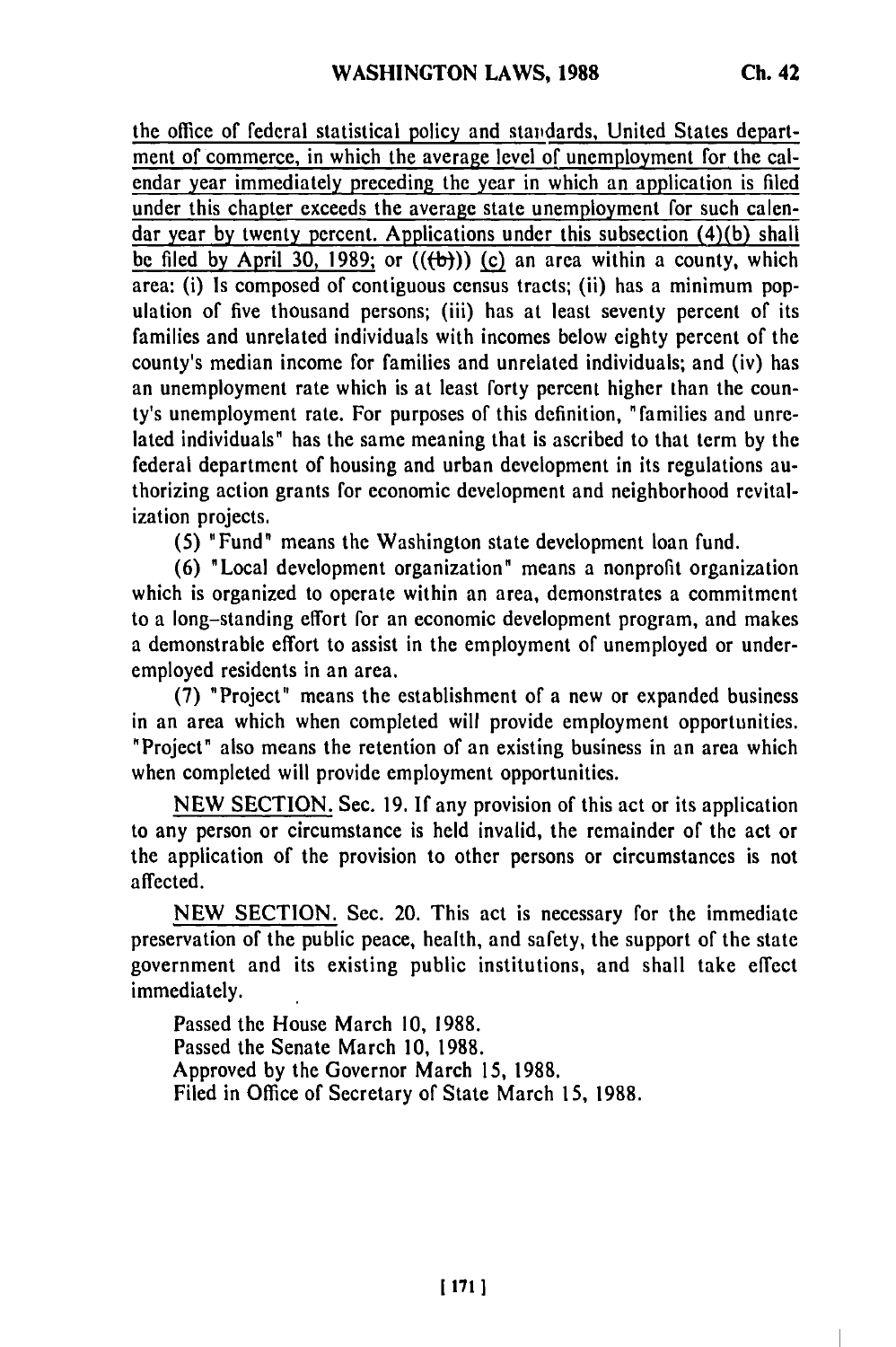the office of federal statistical policy and standards, United States department of commerce, in which the average level of unemployment for the calendar year immediately preceding the year in which an application is filed under this chapter exceeds the average state unemployment for such calendar year by twenty percent. Applications under this subsection (4)(b) shall be filed by April 30, 1989; or ((~~(b)~~)) (c) an area within a county, which area: (i) Is composed of contiguous census tracts; (ii) has a minimum population of five thousand persons; (iii) has at least seventy percent of its families and unrelated individuals with incomes below eighty percent of the county's median income for families and unrelated individuals; and (iv) has an unemployment rate which is at least forty percent higher than the county's unemployment rate. For purposes of this definition, "families and unrelated individuals" has the same meaning that is ascribed to that term by the federal department of housing and urban development in its regulations authorizing action grants for economic development and neighborhood revitalization projects.

(5) "Fund" means the Washington state development loan fund.

(6) "Local development organization" means a nonprofit organization which is organized to operate within an area, demonstrates a commitment to a long-standing effort for an economic development program, and makes a demonstrable effort to assist in the employment of unemployed or underemployed residents in an area.

(7) "Project" means the establishment of a new or expanded business in an area which when completed will provide employment opportunities. "Project" also means the retention of an existing business in an area which when completed will provide employment opportunities.

NEW SECTION. Sec. 19. If any provision of this act or its application to any person or circumstance is held invalid, the remainder of the act or the application of the provision to other persons or circumstances is not affected.

NEW SECTION. Sec. 20. This act is necessary for the immediate preservation of the public peace, health, and safety, the support of the state government and its existing public institutions, and shall take effect immediately.

Passed the House March 10, 1988.
Passed the Senate March 10, 1988.
Approved by the Governor March 15, 1988.
Filed in Office of Secretary of State March 15, 1988.